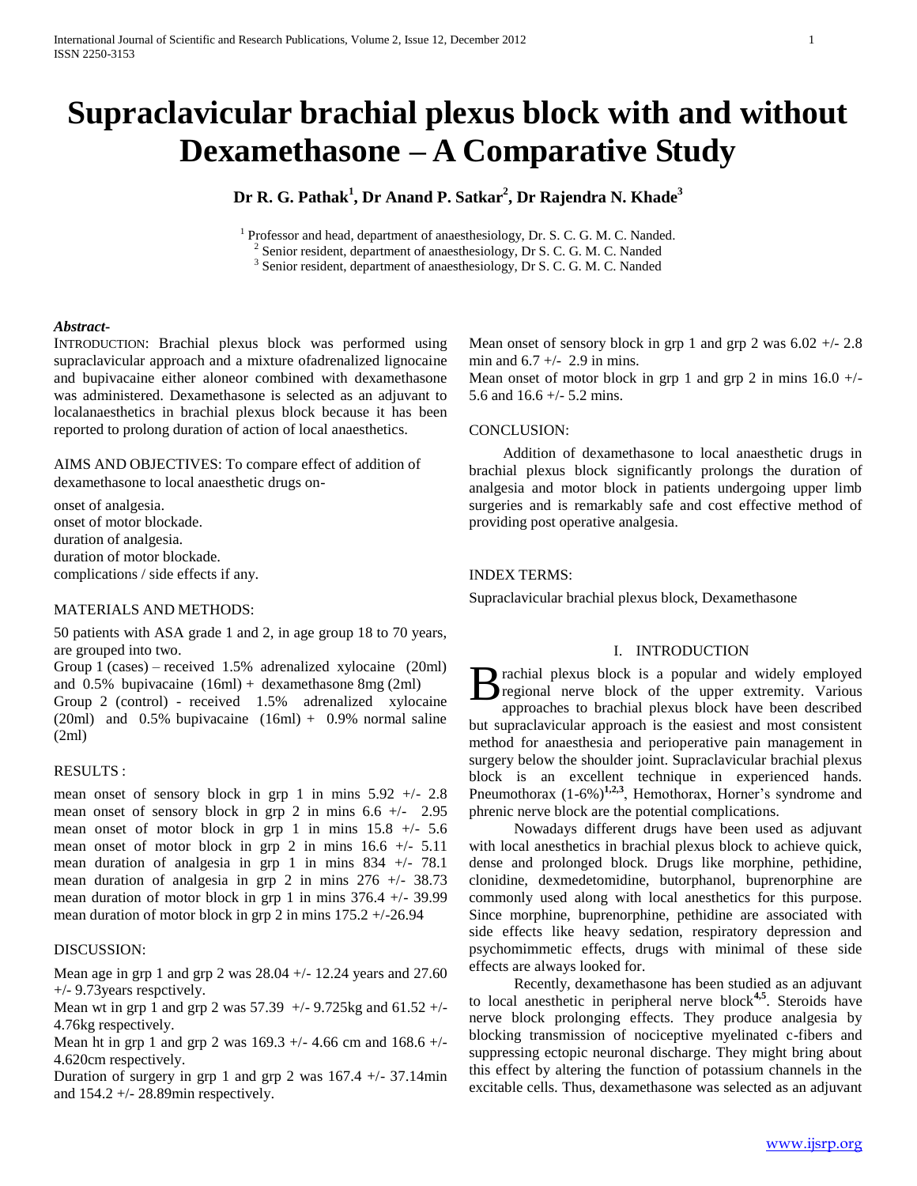# Supraclavicular brachial plexus block with and without Dexamethasone – A Comparative Study

**Dr R. G. Pathak[1], Dr Anand P. Satkar[2], Dr Rajendra N. Khade[3]**

[1] Professor and head, department of anaesthesiology, Dr. S. C. G. M. C. Nanded.
[2] Senior resident, department of anaesthesiology, Dr S. C. G. M. C. Nanded
[3] Senior resident, department of anaesthesiology, Dr S. C. G. M. C. Nanded

***Abstract-***

INTRODUCTION: Brachial plexus block was performed using supraclavicular approach and a mixture ofadrenalized lignocaine and bupivacaine either aloneor combined with dexamethasone was administered. Dexamethasone is selected as an adjuvant to localanaesthetics in brachial plexus block because it has been reported to prolong duration of action of local anaesthetics.

AIMS AND OBJECTIVES: To compare effect of addition of dexamethasone to local anaesthetic drugs on-

onset of analgesia.
onset of motor blockade.
duration of analgesia.
duration of motor blockade.
complications / side effects if any.

MATERIALS AND METHODS:

50 patients with ASA grade 1 and 2, in age group 18 to 70 years, are grouped into two.

Group 1 (cases) – received 1.5% adrenalized xylocaine (20ml) and 0.5% bupivacaine (16ml) + dexamethasone 8mg (2ml)

Group 2 (control) - received 1.5% adrenalized xylocaine (20ml) and 0.5% bupivacaine (16ml) + 0.9% normal saline (2ml)

RESULTS :

mean onset of sensory block in grp 1 in mins 5.92 +/- 2.8
mean onset of sensory block in grp 2 in mins 6.6 +/- 2.95
mean onset of motor block in grp 1 in mins 15.8 +/- 5.6
mean onset of motor block in grp 2 in mins 16.6 +/- 5.11
mean duration of analgesia in grp 1 in mins 834 +/- 78.1
mean duration of analgesia in grp 2 in mins 276 +/- 38.73
mean duration of motor block in grp 1 in mins 376.4 +/- 39.99
mean duration of motor block in grp 2 in mins 175.2 +/-26.94

DISCUSSION:

Mean age in grp 1 and grp 2 was 28.04 +/- 12.24 years and 27.60 +/- 9.73years respctively.

Mean wt in grp 1 and grp 2 was 57.39 +/- 9.725kg and 61.52 +/- 4.76kg respectively.

Mean ht in grp 1 and grp 2 was 169.3 +/- 4.66 cm and 168.6 +/- 4.620cm respectively.

Duration of surgery in grp 1 and grp 2 was 167.4 +/- 37.14min and 154.2 +/- 28.89min respectively.

Mean onset of sensory block in grp 1 and grp 2 was 6.02 +/- 2.8 min and 6.7 +/- 2.9 in mins.

Mean onset of motor block in grp 1 and grp 2 in mins 16.0 +/- 5.6 and 16.6 +/- 5.2 mins.

CONCLUSION:

Addition of dexamethasone to local anaesthetic drugs in brachial plexus block significantly prolongs the duration of analgesia and motor block in patients undergoing upper limb surgeries and is remarkably safe and cost effective method of providing post operative analgesia.

INDEX TERMS:

Supraclavicular brachial plexus block, Dexamethasone

## I. INTRODUCTION

Brachial plexus block is a popular and widely employed regional nerve block of the upper extremity. Various approaches to brachial plexus block have been described but supraclavicular approach is the easiest and most consistent method for anaesthesia and perioperative pain management in surgery below the shoulder joint. Supraclavicular brachial plexus block is an excellent technique in experienced hands. Pneumothorax (1-6%)[1,2,3], Hemothorax, Horner's syndrome and phrenic nerve block are the potential complications.

Nowadays different drugs have been used as adjuvant with local anesthetics in brachial plexus block to achieve quick, dense and prolonged block. Drugs like morphine, pethidine, clonidine, dexmedetomidine, butorphanol, buprenorphine are commonly used along with local anesthetics for this purpose. Since morphine, buprenorphine, pethidine are associated with side effects like heavy sedation, respiratory depression and psychomimmetic effects, drugs with minimal of these side effects are always looked for.

Recently, dexamethasone has been studied as an adjuvant to local anesthetic in peripheral nerve block[4,5]. Steroids have nerve block prolonging effects. They produce analgesia by blocking transmission of nociceptive myelinated c-fibers and suppressing ectopic neuronal discharge. They might bring about this effect by altering the function of potassium channels in the excitable cells. Thus, dexamethasone was selected as an adjuvant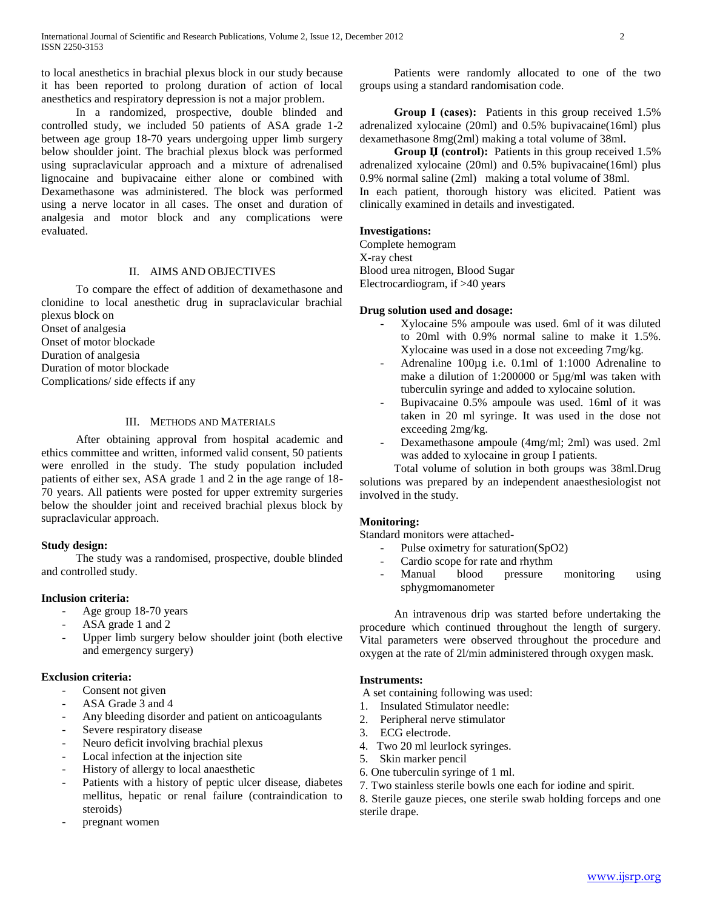to local anesthetics in brachial plexus block in our study because it has been reported to prolong duration of action of local anesthetics and respiratory depression is not a major problem.

In a randomized, prospective, double blinded and controlled study, we included 50 patients of ASA grade 1-2 between age group 18-70 years undergoing upper limb surgery below shoulder joint. The brachial plexus block was performed using supraclavicular approach and a mixture of adrenalised lignocaine and bupivacaine either alone or combined with Dexamethasone was administered. The block was performed using a nerve locator in all cases. The onset and duration of analgesia and motor block and any complications were evaluated.

## II. Aims and Objectives

To compare the effect of addition of dexamethasone and clonidine to local anesthetic drug in supraclavicular brachial plexus block on

Onset of analgesia
Onset of motor blockade
Duration of analgesia
Duration of motor blockade
Complications/ side effects if any

## III. Methods and Materials

After obtaining approval from hospital academic and ethics committee and written, informed valid consent, 50 patients were enrolled in the study. The study population included patients of either sex, ASA grade 1 and 2 in the age range of 18-70 years. All patients were posted for upper extremity surgeries below the shoulder joint and received brachial plexus block by supraclavicular approach.

**Study design:**

The study was a randomised, prospective, double blinded and controlled study.

**Inclusion criteria:**

- Age group 18-70 years
- ASA grade 1 and 2
- Upper limb surgery below shoulder joint (both elective and emergency surgery)

**Exclusion criteria:**

- Consent not given
- ASA Grade 3 and 4
- Any bleeding disorder and patient on anticoagulants
- Severe respiratory disease
- Neuro deficit involving brachial plexus
- Local infection at the injection site
- History of allergy to local anaesthetic
- Patients with a history of peptic ulcer disease, diabetes mellitus, hepatic or renal failure (contraindication to steroids)
- pregnant women

Patients were randomly allocated to one of the two groups using a standard randomisation code.

**Group I (cases):** Patients in this group received 1.5% adrenalized xylocaine (20ml) and 0.5% bupivacaine(16ml) plus dexamethasone 8mg(2ml) making a total volume of 38ml.

**Group II (control):** Patients in this group received 1.5% adrenalized xylocaine (20ml) and 0.5% bupivacaine(16ml) plus 0.9% normal saline (2ml) making a total volume of 38ml.

In each patient, thorough history was elicited. Patient was clinically examined in details and investigated.

**Investigations:**

Complete hemogram
X-ray chest
Blood urea nitrogen, Blood Sugar
Electrocardiogram, if >40 years

**Drug solution used and dosage:**

- Xylocaine 5% ampoule was used. 6ml of it was diluted to 20ml with 0.9% normal saline to make it 1.5%. Xylocaine was used in a dose not exceeding 7mg/kg.
- Adrenaline 100µg i.e. 0.1ml of 1:1000 Adrenaline to make a dilution of 1:200000 or 5µg/ml was taken with tuberculin syringe and added to xylocaine solution.
- Bupivacaine 0.5% ampoule was used. 16ml of it was taken in 20 ml syringe. It was used in the dose not exceeding 2mg/kg.
- Dexamethasone ampoule (4mg/ml; 2ml) was used. 2ml was added to xylocaine in group I patients.

Total volume of solution in both groups was 38ml.Drug solutions was prepared by an independent anaesthesiologist not involved in the study.

**Monitoring:**

Standard monitors were attached-

- Pulse oximetry for saturation($SpO_2$)
- Cardio scope for rate and rhythm
- Manual blood pressure monitoring using sphygmomanometer

An intravenous drip was started before undertaking the procedure which continued throughout the length of surgery. Vital parameters were observed throughout the procedure and oxygen at the rate of 2l/min administered through oxygen mask.

**Instruments:**

A set containing following was used:

1. Insulated Stimulator needle:
2. Peripheral nerve stimulator
3. ECG electrode.
4. Two 20 ml leurlock syringes.
5. Skin marker pencil
6. One tuberculin syringe of 1 ml.
7. Two stainless sterile bowls one each for iodine and spirit.
8. Sterile gauze pieces, one sterile swab holding forceps and one sterile drape.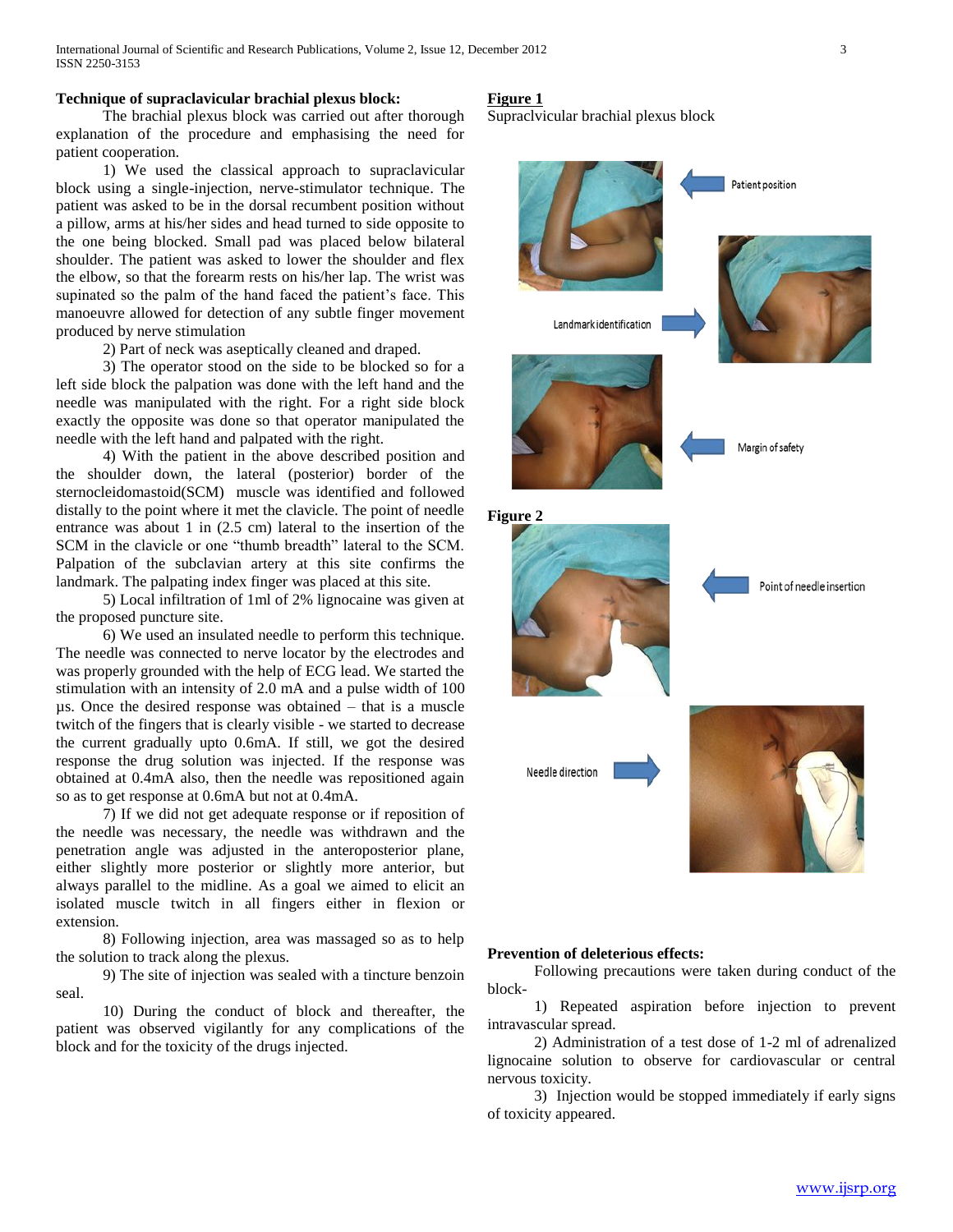**Technique of supraclavicular brachial plexus block:**

The brachial plexus block was carried out after thorough explanation of the procedure and emphasising the need for patient cooperation.

1) We used the classical approach to supraclavicular block using a single-injection, nerve-stimulator technique. The patient was asked to be in the dorsal recumbent position without a pillow, arms at his/her sides and head turned to side opposite to the one being blocked. Small pad was placed below bilateral shoulder. The patient was asked to lower the shoulder and flex the elbow, so that the forearm rests on his/her lap. The wrist was supinated so the palm of the hand faced the patient's face. This manoeuvre allowed for detection of any subtle finger movement produced by nerve stimulation

2) Part of neck was aseptically cleaned and draped.

3) The operator stood on the side to be blocked so for a left side block the palpation was done with the left hand and the needle was manipulated with the right. For a right side block exactly the opposite was done so that operator manipulated the needle with the left hand and palpated with the right.

4) With the patient in the above described position and the shoulder down, the lateral (posterior) border of the sternocleidomastoid(SCM) muscle was identified and followed distally to the point where it met the clavicle. The point of needle entrance was about 1 in (2.5 cm) lateral to the insertion of the SCM in the clavicle or one "thumb breadth" lateral to the SCM. Palpation of the subclavian artery at this site confirms the landmark. The palpating index finger was placed at this site.

5) Local infiltration of 1ml of 2% lignocaine was given at the proposed puncture site.

6) We used an insulated needle to perform this technique. The needle was connected to nerve locator by the electrodes and was properly grounded with the help of ECG lead. We started the stimulation with an intensity of 2.0 mA and a pulse width of 100 µs. Once the desired response was obtained – that is a muscle twitch of the fingers that is clearly visible - we started to decrease the current gradually upto 0.6mA. If still, we got the desired response the drug solution was injected. If the response was obtained at 0.4mA also, then the needle was repositioned again so as to get response at 0.6mA but not at 0.4mA.

7) If we did not get adequate response or if reposition of the needle was necessary, the needle was withdrawn and the penetration angle was adjusted in the anteroposterior plane, either slightly more posterior or slightly more anterior, but always parallel to the midline. As a goal we aimed to elicit an isolated muscle twitch in all fingers either in flexion or extension.

8) Following injection, area was massaged so as to help the solution to track along the plexus.

9) The site of injection was sealed with a tincture benzoin seal.

10) During the conduct of block and thereafter, the patient was observed vigilantly for any complications of the block and for the toxicity of the drugs injected.

**Figure 1**

Supraclvicular brachial plexus block

Patient position

Landmark identification

Margin of safety

**Figure 2**

Point of needle insertion

Needle direction

**Prevention of deleterious effects:**

Following precautions were taken during conduct of the block-

1) Repeated aspiration before injection to prevent intravascular spread.

2) Administration of a test dose of 1-2 ml of adrenalized lignocaine solution to observe for cardiovascular or central nervous toxicity.

3) Injection would be stopped immediately if early signs of toxicity appeared.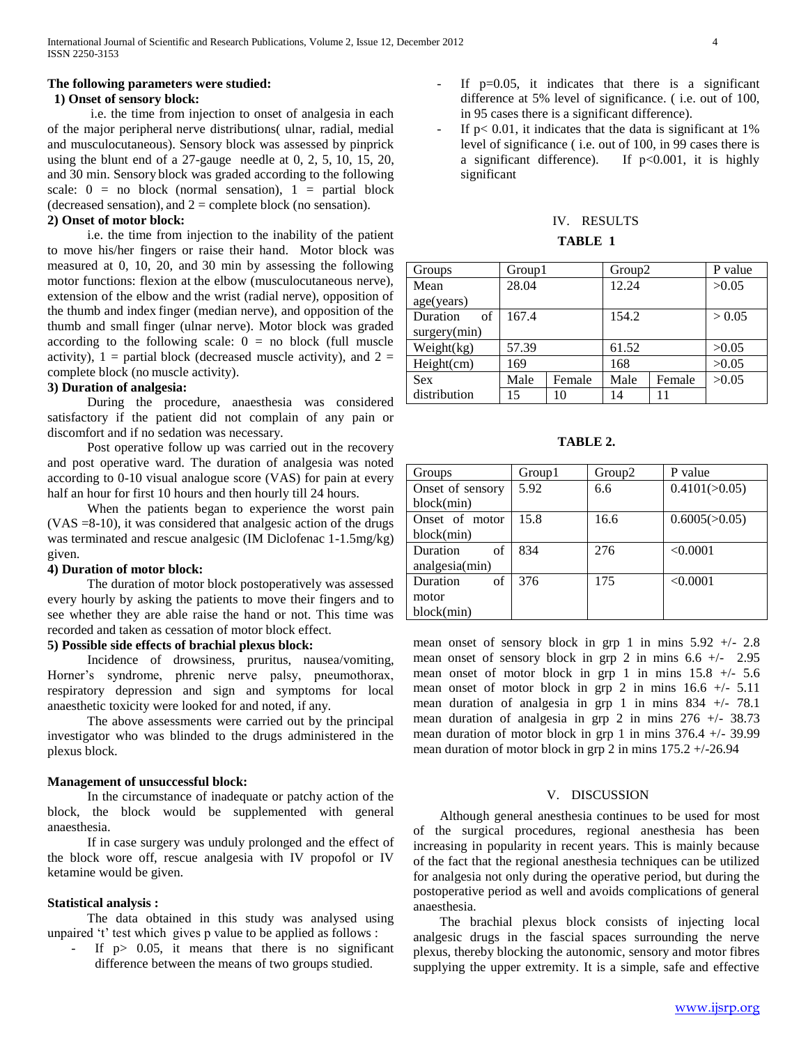**The following parameters were studied:**

**1) Onset of sensory block:**

i.e. the time from injection to onset of analgesia in each of the major peripheral nerve distributions( ulnar, radial, medial and musculocutaneous). Sensory block was assessed by pinprick using the blunt end of a 27-gauge needle at 0, 2, 5, 10, 15, 20, and 30 min. Sensory block was graded according to the following scale: 0 = no block (normal sensation), 1 = partial block (decreased sensation), and 2 = complete block (no sensation).

**2) Onset of motor block:**

i.e. the time from injection to the inability of the patient to move his/her fingers or raise their hand. Motor block was measured at 0, 10, 20, and 30 min by assessing the following motor functions: flexion at the elbow (musculocutaneous nerve), extension of the elbow and the wrist (radial nerve), opposition of the thumb and index finger (median nerve), and opposition of the thumb and small finger (ulnar nerve). Motor block was graded according to the following scale: 0 = no block (full muscle activity), 1 = partial block (decreased muscle activity), and 2 = complete block (no muscle activity).

**3) Duration of analgesia:**

During the procedure, anaesthesia was considered satisfactory if the patient did not complain of any pain or discomfort and if no sedation was necessary.

Post operative follow up was carried out in the recovery and post operative ward. The duration of analgesia was noted according to 0-10 visual analogue score (VAS) for pain at every half an hour for first 10 hours and then hourly till 24 hours.

When the patients began to experience the worst pain (VAS =8-10), it was considered that analgesic action of the drugs was terminated and rescue analgesic (IM Diclofenac 1-1.5mg/kg) given.

**4) Duration of motor block:**

The duration of motor block postoperatively was assessed every hourly by asking the patients to move their fingers and to see whether they are able raise the hand or not. This time was recorded and taken as cessation of motor block effect.

**5) Possible side effects of brachial plexus block:**

Incidence of drowsiness, pruritus, nausea/vomiting, Horner's syndrome, phrenic nerve palsy, pneumothorax, respiratory depression and sign and symptoms for local anaesthetic toxicity were looked for and noted, if any.

The above assessments were carried out by the principal investigator who was blinded to the drugs administered in the plexus block.

**Management of unsuccessful block:**

In the circumstance of inadequate or patchy action of the block, the block would be supplemented with general anaesthesia.

If in case surgery was unduly prolonged and the effect of the block wore off, rescue analgesia with IV propofol or IV ketamine would be given.

**Statistical analysis :**

The data obtained in this study was analysed using unpaired 't' test which gives p value to be applied as follows :

- If p> 0.05, it means that there is no significant difference between the means of two groups studied.
- If p=0.05, it indicates that there is a significant difference at 5% level of significance. ( i.e. out of 100, in 95 cases there is a significant difference).
- If p< 0.01, it indicates that the data is significant at 1% level of significance ( i.e. out of 100, in 99 cases there is a significant difference). If p<0.001, it is highly significant

## IV. RESULTS

**TABLE 1**

| Groups | Group1 | | Group2 | | P value |
|---|---|---|---|---|---|
| Mean age(years) | 28.04 | | 12.24 | | >0.05 |
| Duration of surgery(min) | 167.4 | | 154.2 | | > 0.05 |
| Weight(kg) | 57.39 | | 61.52 | | >0.05 |
| Height(cm) | 169 | | 168 | | >0.05 |
| Sex distribution | Male | Female | Male | Female | >0.05 |
| | 15 | 10 | 14 | 11 | |

**TABLE 2.**

| Groups | Group1 | Group2 | P value |
|---|---|---|---|
| Onset of sensory block(min) | 5.92 | 6.6 | 0.4101(>0.05) |
| Onset of motor block(min) | 15.8 | 16.6 | 0.6005(>0.05) |
| Duration of analgesia(min) | 834 | 276 | <0.0001 |
| Duration of motor block(min) | 376 | 175 | <0.0001 |

mean onset of sensory block in grp 1 in mins 5.92 +/- 2.8
mean onset of sensory block in grp 2 in mins 6.6 +/- 2.95
mean onset of motor block in grp 1 in mins 15.8 +/- 5.6
mean onset of motor block in grp 2 in mins 16.6 +/- 5.11
mean duration of analgesia in grp 1 in mins 834 +/- 78.1
mean duration of analgesia in grp 2 in mins 276 +/- 38.73
mean duration of motor block in grp 1 in mins 376.4 +/- 39.99
mean duration of motor block in grp 2 in mins 175.2 +/-26.94

## V. DISCUSSION

Although general anesthesia continues to be used for most of the surgical procedures, regional anesthesia has been increasing in popularity in recent years. This is mainly because of the fact that the regional anesthesia techniques can be utilized for analgesia not only during the operative period, but during the postoperative period as well and avoids complications of general anaesthesia.

The brachial plexus block consists of injecting local analgesic drugs in the fascial spaces surrounding the nerve plexus, thereby blocking the autonomic, sensory and motor fibres supplying the upper extremity. It is a simple, safe and effective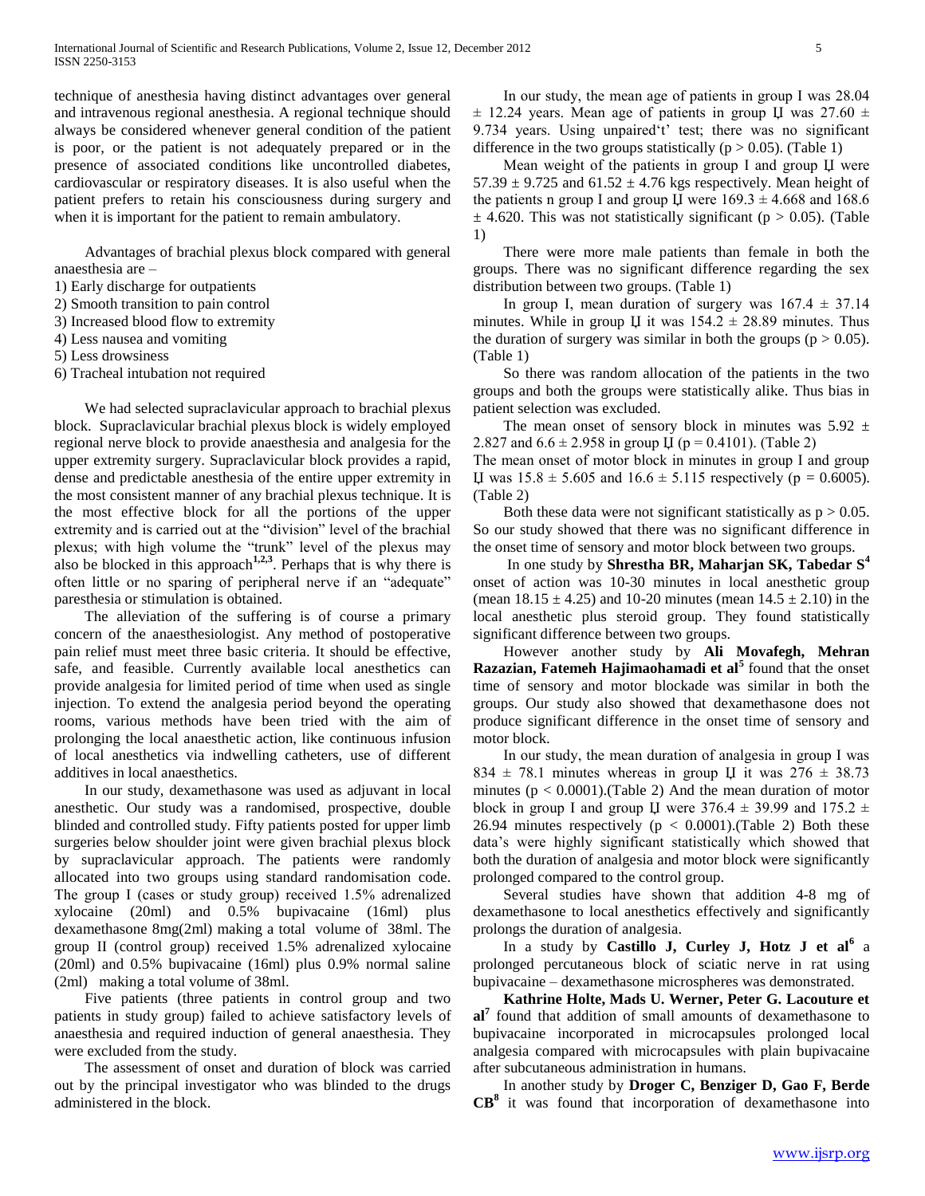technique of anesthesia having distinct advantages over general and intravenous regional anesthesia. A regional technique should always be considered whenever general condition of the patient is poor, or the patient is not adequately prepared or in the presence of associated conditions like uncontrolled diabetes, cardiovascular or respiratory diseases. It is also useful when the patient prefers to retain his consciousness during surgery and when it is important for the patient to remain ambulatory.

Advantages of brachial plexus block compared with general anaesthesia are –

1) Early discharge for outpatients
2) Smooth transition to pain control
3) Increased blood flow to extremity
4) Less nausea and vomiting
5) Less drowsiness
6) Tracheal intubation not required

We had selected supraclavicular approach to brachial plexus block. Supraclavicular brachial plexus block is widely employed regional nerve block to provide anaesthesia and analgesia for the upper extremity surgery. Supraclavicular block provides a rapid, dense and predictable anesthesia of the entire upper extremity in in the most consistent manner of any brachial plexus technique. It is the most effective block for all the portions of the upper extremity and is carried out at the "division" level of the brachial plexus; with high volume the "trunk" level of the plexus may also be blocked in this approach[1,2,3]. Perhaps that is why there is often little or no sparing of peripheral nerve if an "adequate" paresthesia or stimulation is obtained.

The alleviation of the suffering is of course a primary concern of the anaesthesiologist. Any method of postoperative pain relief must meet three basic criteria. It should be effective, safe, and feasible. Currently available local anesthetics can provide analgesia for limited period of time when used as single injection. To extend the analgesia period beyond the operating rooms, various methods have been tried with the aim of prolonging the local anaesthetic action, like continuous infusion of local anesthetics via indwelling catheters, use of different additives in local anaesthetics.

In our study, dexamethasone was used as adjuvant in local anesthetic. Our study was a randomised, prospective, double blinded and controlled study. Fifty patients posted for upper limb surgeries below shoulder joint were given brachial plexus block by supraclavicular approach. The patients were randomly allocated into two groups using standard randomisation code. The group I (cases or study group) received 1.5% adrenalized xylocaine (20ml) and 0.5% bupivacaine (16ml) plus dexamethasone 8mg(2ml) making a total volume of 38ml. The group II (control group) received 1.5% adrenalized xylocaine (20ml) and 0.5% bupivacaine (16ml) plus 0.9% normal saline (2ml) making a total volume of 38ml.

Five patients (three patients in control group and two patients in study group) failed to achieve satisfactory levels of anaesthesia and required induction of general anaesthesia. They were excluded from the study.

The assessment of onset and duration of block was carried out by the principal investigator who was blinded to the drugs administered in the block.

In our study, the mean age of patients in group I was 28.04 $\pm$ 12.24 years. Mean age of patients in group II was 27.60 $\pm$ 9.734 years. Using unpaired't' test; there was no significant difference in the two groups statistically ($p > 0.05$). (Table 1)

Mean weight of the patients in group I and group II were 57.39 $\pm$ 9.725 and 61.52 $\pm$ 4.76 kgs respectively. Mean height of the patients n group I and group II were 169.3 $\pm$ 4.668 and 168.6 $\pm$ 4.620. This was not statistically significant ($p > 0.05$). (Table 1)

There were more male patients than female in both the groups. There was no significant difference regarding the sex distribution between two groups. (Table 1)

In group I, mean duration of surgery was 167.4 $\pm$ 37.14 minutes. While in group II it was 154.2 $\pm$ 28.89 minutes. Thus the duration of surgery was similar in both the groups ($p > 0.05$). (Table 1)

So there was random allocation of the patients in the two groups and both the groups were statistically alike. Thus bias in patient selection was excluded.

The mean onset of sensory block in minutes was 5.92 $\pm$ 2.827 and 6.6 $\pm$ 2.958 in group II ($p = 0.4101$). (Table 2)

The mean onset of motor block in minutes in group I and group II was 15.8 $\pm$ 5.605 and 16.6 $\pm$ 5.115 respectively ($p = 0.6005$). (Table 2)

Both these data were not significant statistically as $p > 0.05$. So our study showed that there was no significant difference in the onset time of sensory and motor block between two groups.

In one study by **Shrestha BR, Maharjan SK, Tabedar S**[4] onset of action was 10-30 minutes in local anesthetic group (mean 18.15 $\pm$ 4.25) and 10-20 minutes (mean 14.5 $\pm$ 2.10) in the local anesthetic plus steroid group. They found statistically significant difference between two groups.

However another study by **Ali Movafegh, Mehran Razazian, Fatemeh Hajimaohamadi et al**[5] found that the onset time of sensory and motor blockade was similar in both the groups. Our study also showed that dexamethasone does not produce significant difference in the onset time of sensory and motor block.

In our study, the mean duration of analgesia in group I was 834 $\pm$ 78.1 minutes whereas in group II it was 276 $\pm$ 38.73 minutes ($p < 0.0001$).(Table 2) And the mean duration of motor block in group I and group II were 376.4 $\pm$ 39.99 and 175.2 $\pm$ 26.94 minutes respectively ($p < 0.0001$).(Table 2) Both these data's were highly significant statistically which showed that both the duration of analgesia and motor block were significantly prolonged compared to the control group.

Several studies have shown that addition 4-8 mg of dexamethasone to local anesthetics effectively and significantly prolongs the duration of analgesia.

In a study by **Castillo J, Curley J, Hotz J et al**[6] a prolonged percutaneous block of sciatic nerve in rat using bupivacaine – dexamethasone microspheres was demonstrated.

**Kathrine Holte, Mads U. Werner, Peter G. Lacouture et al**[7] found that addition of small amounts of dexamethasone to bupivacaine incorporated in microcapsules prolonged local analgesia compared with microcapsules with plain bupivacaine after subcutaneous administration in humans.

In another study by **Droger C, Benziger D, Gao F, Berde CB**[8] it was found that incorporation of dexamethasone into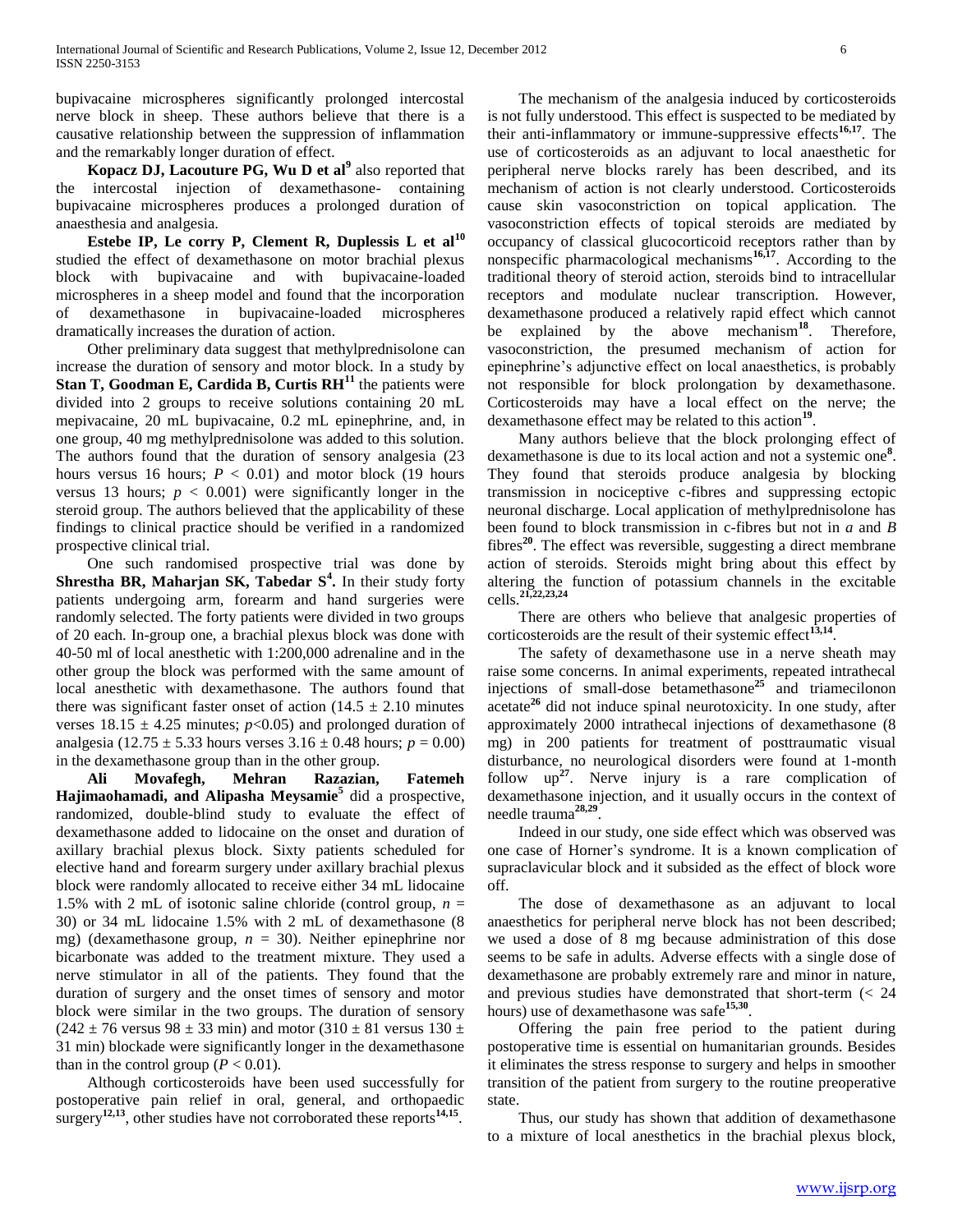bupivacaine microspheres significantly prolonged intercostal nerve block in sheep. These authors believe that there is a causative relationship between the suppression of inflammation and the remarkably longer duration of effect.

**Kopacz DJ, Lacouture PG, Wu D et al**[9] also reported that the intercostal injection of dexamethasone- containing bupivacaine microspheres produces a prolonged duration of anaesthesia and analgesia.

**Estebe IP, Le corry P, Clement R, Duplessis L et al**[10] studied the effect of dexamethasone on motor brachial plexus block with bupivacaine and with bupivacaine-loaded microspheres in a sheep model and found that the incorporation of dexamethasone in bupivacaine-loaded microspheres dramatically increases the duration of action.

Other preliminary data suggest that methylprednisolone can increase the duration of sensory and motor block. In a study by **Stan T, Goodman E, Cardida B, Curtis RH**[11] the patients were divided into 2 groups to receive solutions containing 20 mL mepivacaine, 20 mL bupivacaine, 0.2 mL epinephrine, and, in one group, 40 mg methylprednisolone was added to this solution. The authors found that the duration of sensory analgesia (23 hours versus 16 hours; $P < 0.01$) and motor block (19 hours versus 13 hours; $p < 0.001$) were significantly longer in the steroid group. The authors believed that the applicability of these findings to clinical practice should be verified in a randomized prospective clinical trial.

One such randomised prospective trial was done by **Shrestha BR, Maharjan SK, Tabedar S**[4]. In their study forty patients undergoing arm, forearm and hand surgeries were randomly selected. The forty patients were divided in two groups of 20 each. In-group one, a brachial plexus block was done with 40-50 ml of local anesthetic with 1:200,000 adrenaline and in the other group the block was performed with the same amount of local anesthetic with dexamethasone. The authors found that there was significant faster onset of action ($14.5 \pm 2.10$ minutes verses $18.15 \pm 4.25$ minutes; $p<0.05$) and prolonged duration of analgesia ($12.75 \pm 5.33$ hours verses $3.16 \pm 0.48$ hours; $p = 0.00$) in the dexamethasone group than in the other group.

**Ali Movafegh, Mehran Razazian, Fatemeh Hajimaohamadi, and Alipasha Meysamie**[5] did a prospective, randomized, double-blind study to evaluate the effect of dexamethasone added to lidocaine on the onset and duration of axillary brachial plexus block. Sixty patients scheduled for elective hand and forearm surgery under axillary brachial plexus block were randomly allocated to receive either 34 mL lidocaine 1.5% with 2 mL of isotonic saline chloride (control group, $n = 30$) or 34 mL lidocaine 1.5% with 2 mL of dexamethasone (8 mg) (dexamethasone group, $n = 30$). Neither epinephrine nor bicarbonate was added to the treatment mixture. They used a nerve stimulator in all of the patients. They found that the duration of surgery and the onset times of sensory and motor block were similar in the two groups. The duration of sensory ($242 \pm 76$ versus $98 \pm 33$ min) and motor ($310 \pm 81$ versus $130 \pm 31$ min) blockade were significantly longer in the dexamethasone than in the control group ($P < 0.01$).

Although corticosteroids have been used successfully for postoperative pain relief in oral, general, and orthopaedic surgery[12,13], other studies have not corroborated these reports[14,15].

The mechanism of the analgesia induced by corticosteroids is not fully understood. This effect is suspected to be mediated by their anti-inflammatory or immune-suppressive effects[16,17]. The use of corticosteroids as an adjuvant to local anaesthetic for peripheral nerve blocks rarely has been described, and its mechanism of action is not clearly understood. Corticosteroids cause skin vasoconstriction on topical application. The vasoconstriction effects of topical steroids are mediated by occupancy of classical glucocorticoid receptors rather than by nonspecific pharmacological mechanisms[16,17]. According to the traditional theory of steroid action, steroids bind to intracellular receptors and modulate nuclear transcription. However, dexamethasone produced a relatively rapid effect which cannot be explained by the above mechanism[18]. Therefore, vasoconstriction, the presumed mechanism of action for epinephrine's adjunctive effect on local anaesthetics, is probably not responsible for block prolongation by dexamethasone. Corticosteroids may have a local effect on the nerve; the dexamethasone effect may be related to this action[19].

Many authors believe that the block prolonging effect of dexamethasone is due to its local action and not a systemic one[8]. They found that steroids produce analgesia by blocking transmission in nociceptive c-fibres and suppressing ectopic neuronal discharge. Local application of methylprednisolone has been found to block transmission in c-fibres but not in *a* and *B* fibres[20]. The effect was reversible, suggesting a direct membrane action of steroids. Steroids might bring about this effect by altering the function of potassium channels in the excitable cells.[21,22,23,24]

There are others who believe that analgesic properties of corticosteroids are the result of their systemic effect[13,14].

The safety of dexamethasone use in a nerve sheath may raise some concerns. In animal experiments, repeated intrathecal injections of small-dose betamethasone[25] and triamecilonon acetate[26] did not induce spinal neurotoxicity. In one study, after approximately 2000 intrathecal injections of dexamethasone (8 mg) in 200 patients for treatment of posttraumatic visual disturbance, no neurological disorders were found at 1-month follow up[27]. Nerve injury is a rare complication of dexamethasone injection, and it usually occurs in the context of needle trauma[28,29].

Indeed in our study, one side effect which was observed was one case of Horner's syndrome. It is a known complication of supraclavicular block and it subsided as the effect of block wore off.

The dose of dexamethasone as an adjuvant to local anaesthetics for peripheral nerve block has not been described; we used a dose of 8 mg because administration of this dose seems to be safe in adults. Adverse effects with a single dose of dexamethasone are probably extremely rare and minor in nature, and previous studies have demonstrated that short-term (< 24 hours) use of dexamethasone was safe[15,30].

Offering the pain free period to the patient during postoperative time is essential on humanitarian grounds. Besides it eliminates the stress response to surgery and helps in smoother transition of the patient from surgery to the routine preoperative state.

Thus, our study has shown that addition of dexamethasone to a mixture of local anesthetics in the brachial plexus block,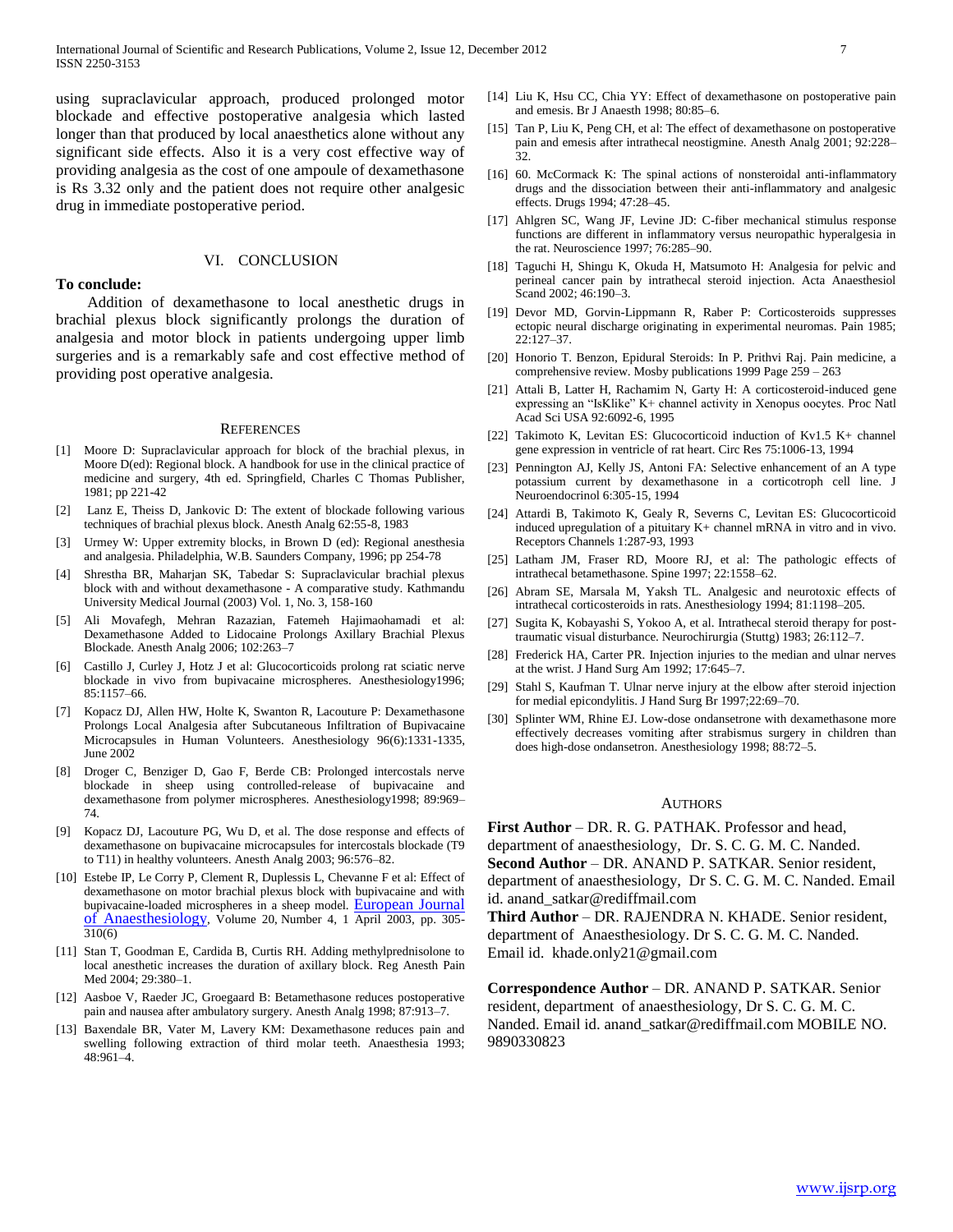using supraclavicular approach, produced prolonged motor blockade and effective postoperative analgesia which lasted longer than that produced by local anaesthetics alone without any significant side effects. Also it is a very cost effective way of providing analgesia as the cost of one ampoule of dexamethasone is Rs 3.32 only and the patient does not require other analgesic drug in immediate postoperative period.

## VI. CONCLUSION

**To conclude:**

Addition of dexamethasone to local anesthetic drugs in brachial plexus block significantly prolongs the duration of analgesia and motor block in patients undergoing upper limb surgeries and is a remarkably safe and cost effective method of providing post operative analgesia.

## REFERENCES

[1] Moore D: Supraclavicular approach for block of the brachial plexus, in Moore D(ed): Regional block. A handbook for use in the clinical practice of medicine and surgery, 4th ed. Springfield, Charles C Thomas Publisher, 1981; pp 221-42

[2] Lanz E, Theiss D, Jankovic D: The extent of blockade following various techniques of brachial plexus block. Anesth Analg 62:55-8, 1983

[3] Urmey W: Upper extremity blocks, in Brown D (ed): Regional anesthesia and analgesia. Philadelphia, W.B. Saunders Company, 1996; pp 254-78

[4] Shrestha BR, Maharjan SK, Tabedar S: Supraclavicular brachial plexus block with and without dexamethasone - A comparative study. Kathmandu University Medical Journal (2003) Vol. 1, No. 3, 158-160

[5] Ali Movafegh, Mehran Razazian, Fatemeh Hajimaohamadi et al: Dexamethasone Added to Lidocaine Prolongs Axillary Brachial Plexus Blockade. Anesth Analg 2006; 102:263–7

[6] Castillo J, Curley J, Hotz J et al: Glucocorticoids prolong rat sciatic nerve blockade in vivo from bupivacaine microspheres. Anesthesiology1996; 85:1157–66.

[7] Kopacz DJ, Allen HW, Holte K, Swanton R, Lacouture P: Dexamethasone Prolongs Local Analgesia after Subcutaneous Infiltration of Bupivacaine Microcapsules in Human Volunteers. Anesthesiology 96(6):1331-1335, June 2002

[8] Droger C, Benziger D, Gao F, Berde CB: Prolonged intercostals nerve blockade in sheep using controlled-release of bupivacaine and dexamethasone from polymer microspheres. Anesthesiology1998; 89:969–74.

[9] Kopacz DJ, Lacouture PG, Wu D, et al. The dose response and effects of dexamethasone on bupivacaine microcapsules for intercostals blockade (T9 to T11) in healthy volunteers. Anesth Analg 2003; 96:576–82.

[10] Estebe IP, Le Corry P, Clement R, Duplessis L, Chevanne F et al: Effect of dexamethasone on motor brachial plexus block with bupivacaine and with bupivacaine-loaded microspheres in a sheep model. European Journal of Anaesthesiology, Volume 20, Number 4, 1 April 2003, pp. 305-310(6)

[11] Stan T, Goodman E, Cardida B, Curtis RH. Adding methylprednisolone to local anesthetic increases the duration of axillary block. Reg Anesth Pain Med 2004; 29:380–1.

[12] Aasboe V, Raeder JC, Groegaard B: Betamethasone reduces postoperative pain and nausea after ambulatory surgery. Anesth Analg 1998; 87:913–7.

[13] Baxendale BR, Vater M, Lavery KM: Dexamethasone reduces pain and swelling following extraction of third molar teeth. Anaesthesia 1993; 48:961–4.

[14] Liu K, Hsu CC, Chia YY: Effect of dexamethasone on postoperative pain and emesis. Br J Anaesth 1998; 80:85–6.

[15] Tan P, Liu K, Peng CH, et al: The effect of dexamethasone on postoperative pain and emesis after intrathecal neostigmine. Anesth Analg 2001; 92:228–32.

[16] 60. McCormack K: The spinal actions of nonsteroidal anti-inflammatory drugs and the dissociation between their anti-inflammatory and analgesic effects. Drugs 1994; 47:28–45.

[17] Ahlgren SC, Wang JF, Levine JD: C-fiber mechanical stimulus response functions are different in inflammatory versus neuropathic hyperalgesia in the rat. Neuroscience 1997; 76:285–90.

[18] Taguchi H, Shingu K, Okuda H, Matsumoto H: Analgesia for pelvic and perineal cancer pain by intrathecal steroid injection. Acta Anaesthesiol Scand 2002; 46:190–3.

[19] Devor MD, Gorvin-Lippmann R, Raber P: Corticosteroids suppresses ectopic neural discharge originating in experimental neuromas. Pain 1985; 22:127–37.

[20] Honorio T. Benzon, Epidural Steroids: In P. Prithvi Raj. Pain medicine, a comprehensive review. Mosby publications 1999 Page 259 – 263

[21] Attali B, Latter H, Rachamim N, Garty H: A corticosteroid-induced gene expressing an "IsKlike" K+ channel activity in Xenopus oocytes. Proc Natl Acad Sci USA 92:6092-6, 1995

[22] Takimoto K, Levitan ES: Glucocorticoid induction of Kv1.5 K+ channel gene expression in ventricle of rat heart. Circ Res 75:1006-13, 1994

[23] Pennington AJ, Kelly JS, Antoni FA: Selective enhancement of an A type potassium current by dexamethasone in a corticotroph cell line. J Neuroendocrinol 6:305-15, 1994

[24] Attardi B, Takimoto K, Gealy R, Severns C, Levitan ES: Glucocorticoid induced upregulation of a pituitary K+ channel mRNA in vitro and in vivo. Receptors Channels 1:287-93, 1993

[25] Latham JM, Fraser RD, Moore RJ, et al: The pathologic effects of intrathecal betamethasone. Spine 1997; 22:1558–62.

[26] Abram SE, Marsala M, Yaksh TL. Analgesic and neurotoxic effects of intrathecal corticosteroids in rats. Anesthesiology 1994; 81:1198–205.

[27] Sugita K, Kobayashi S, Yokoo A, et al. Intrathecal steroid therapy for post-traumatic visual disturbance. Neurochirurgia (Stuttg) 1983; 26:112–7.

[28] Frederick HA, Carter PR. Injection injuries to the median and ulnar nerves at the wrist. J Hand Surg Am 1992; 17:645–7.

[29] Stahl S, Kaufman T. Ulnar nerve injury at the elbow after steroid injection for medial epicondylitis. J Hand Surg Br 1997;22:69–70.

[30] Splinter WM, Rhine EJ. Low-dose ondansetron with dexamethasone more effectively decreases vomiting after strabismus surgery in children than does high-dose ondansetron. Anesthesiology 1998; 88:72–5.

## AUTHORS

**First Author** – DR. R. G. PATHAK. Professor and head, department of anaesthesiology, Dr. S. C. G. M. C. Nanded.

**Second Author** – DR. ANAND P. SATKAR. Senior resident, department of anaesthesiology, Dr S. C. G. M. C. Nanded. Email id. anand_satkar@rediffmail.com

**Third Author** – DR. RAJENDRA N. KHADE. Senior resident, department of Anaesthesiology. Dr S. C. G. M. C. Nanded. Email id. khade.only21@gmail.com

**Correspondence Author** – DR. ANAND P. SATKAR. Senior resident, department of anaesthesiology, Dr S. C. G. M. C. Nanded. Email id. anand_satkar@rediffmail.com MOBILE NO. 9890330823